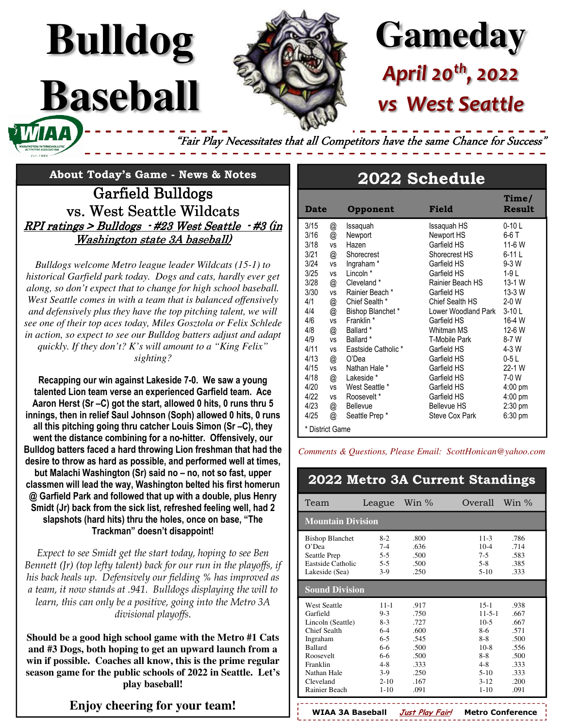# Bulldog Baseball

# Gameday

## *April 20th, 2022*

## *vs West Seattle*

*"Fair Play Necessitates that all Competitors have the same Chance for Success"*

## About Today's Game - News & Notes

### Garfield Bulldogs vs. West Seattle Wildcats

*RPI ratings > Bulldogs - #23 West Seattle - #3 (in Washington state 3A baseball)*

*Bulldogs welcome Metro league leader Wildcats (15-1) to historical Garfield park today. Dogs and cats, hardly ever get along, so don't expect that to change for high school baseball. West Seattle comes in with a team that is balanced offensively and defensively plus they have the top pitching talent, we will see one of their top aces today, Miles Gosztola or Felix Schlede in action, so expect to see our Bulldog batters adjust and adapt quickly. If they don't? K's will amount to a "King Felix" sighting?*

**Recapping our win against Lakeside 7-0. We saw a young talented Lion team verse an experienced Garfield team. Ace Aaron Herst (Sr –C) got the start, allowed 0 hits, 0 runs thru 5 innings, then in relief Saul Johnson (Soph) allowed 0 hits, 0 runs all this pitching going thru catcher Louis Simon (Sr –C), they went the distance combining for a no-hitter. Offensively, our Bulldog batters faced a hard throwing Lion freshman that had the desire to throw as hard as possible, and performed well at times, but Malachi Washington (Sr) said no – no, not so fast, upper classmen will lead the way, Washington belted his first homerun @ Garfield Park and followed that up with a double, plus Henry Smidt (Jr) back from the sick list, refreshed feeling well, had 2 slapshots (hard hits) thru the holes, once on base, "The Trackman" doesn't disappoint!**

*Expect to see Smidt get the start today, hoping to see Ben Bennett (Jr) (top lefty talent) back for our run in the playoffs, if his back heals up. Defensively our fielding % has improved as a team, it now stands at .941. Bulldogs displaying the will to learn, this can only be a positive, going into the Metro 3A divisional playoffs.*

**Should be a good high school game with the Metro #1 Cats and #3 Dogs, both hoping to get an upward launch from a win if possible. Coaches all know, this is the prime regular season game for the public schools of 2022 in Seattle. Let's play baseball!**

**Enjoy cheering for your team!**

## 2022 Schedule

| Date | | Opponent | Field | Time/ Result |
|---|---|---|---|---|
| 3/15 | @ | Issaquah | Issaquah HS | 0-10 L |
| 3/16 | @ | Newport | Newport HS | 6-6 T |
| 3/18 | vs | Hazen | Garfield HS | 11-6 W |
| 3/21 | @ | Shorecrest | Shorecrest HS | 6-11 L |
| 3/24 | vs | Ingraham * | Garfield HS | 9-3 W |
| 3/25 | vs | Lincoln * | Garfield HS | 1-9 L |
| 3/28 | @ | Cleveland * | Rainier Beach HS | 13-1 W |
| 3/30 | vs | Rainier Beach * | Garfield HS | 13-3 W |
| 4/1 | @ | Chief Sealth * | Chief Sealth HS | 2-0 W |
| 4/4 | @ | Bishop Blanchet * | Lower Woodland Park | 3-10 L |
| 4/6 | vs | Franklin * | Garfield HS | 16-4 W |
| 4/8 | @ | Ballard * | Whitman MS | 12-6 W |
| 4/9 | vs | Ballard * | T-Mobile Park | 8-7 W |
| 4/11 | vs | Eastside Catholic * | Garfield HS | 4-3 W |
| 4/13 | @ | O'Dea | Garfield HS | 0-5 L |
| 4/15 | vs | Nathan Hale * | Garfield HS | 22-1 W |
| 4/18 | @ | Lakeside * | Garfield HS | 7-0 W |
| 4/20 | vs | West Seattle * | Garfield HS | 4:00 pm |
| 4/22 | vs | Roosevelt * | Garfield HS | 4:00 pm |
| 4/23 | @ | Bellevue | Bellevue HS | 2:30 pm |
| 4/25 | @ | Seattle Prep * | Steve Cox Park | 6:30 pm |

\* District Game

*Comments & Questions, Please Email: ScottHonican@yahoo.com*

## 2022 Metro 3A Current Standings

| Team | League | Win % | Overall | Win % |
|---|---|---|---|---|
| **Mountain Division** | | | | |
| Bishop Blanchet | 8-2 | .800 | 11-3 | .786 |
| O'Dea | 7-4 | .636 | 10-4 | .714 |
| Seattle Prep | 5-5 | .500 | 7-5 | .583 |
| Eastside Catholic | 5-5 | .500 | 5-8 | .385 |
| Lakeside (Sea) | 3-9 | .250 | 5-10 | .333 |
| **Sound Division** | | | | |
| West Seattle | 11-1 | .917 | 15-1 | .938 |
| Garfield | 9-3 | .750 | 11-5-1 | .667 |
| Lincoln (Seattle) | 8-3 | .727 | 10-5 | .667 |
| Chief Sealth | 6-4 | .600 | 8-6 | .571 |
| Ingraham | 6-5 | .545 | 8-8 | .500 |
| Ballard | 6-6 | .500 | 10-8 | .556 |
| Roosevelt | 6-6 | .500 | 8-8 | .500 |
| Franklin | 4-8 | .333 | 4-8 | .333 |
| Nathan Hale | 3-9 | .250 | 5-10 | .333 |
| Cleveland | 2-10 | .167 | 3-12 | .200 |
| Rainier Beach | 1-10 | .091 | 1-10 | .091 |

**WIAA 3A Baseball** *Just Play Fair!* **Metro Conference**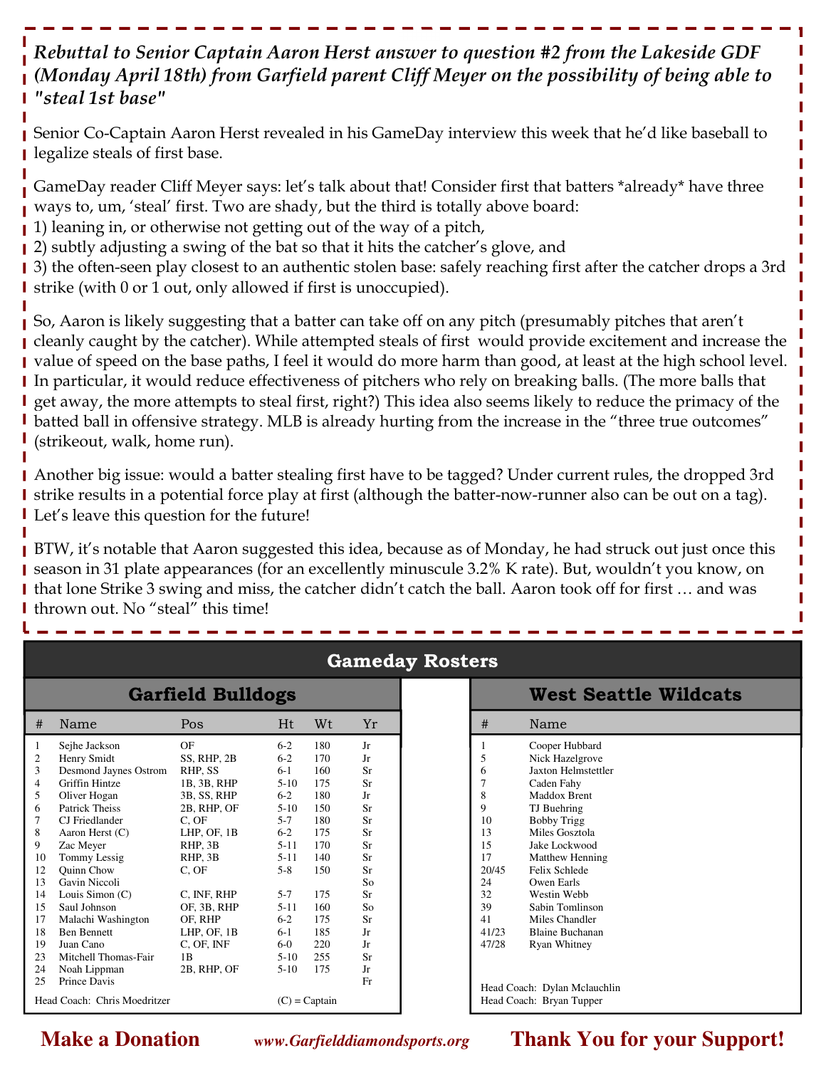***Rebuttal to Senior Captain Aaron Herst answer to question #2 from the Lakeside GDF (Monday April 18th) from Garfield parent Cliff Meyer on the possibility of being able to "steal 1st base"***

Senior Co-Captain Aaron Herst revealed in his GameDay interview this week that he'd like baseball to legalize steals of first base.

GameDay reader Cliff Meyer says: let's talk about that! Consider first that batters *already* have three ways to, um, 'steal' first. Two are shady, but the third is totally above board:
1) leaning in, or otherwise not getting out of the way of a pitch,
2) subtly adjusting a swing of the bat so that it hits the catcher's glove, and
3) the often-seen play closest to an authentic stolen base: safely reaching first after the catcher drops a 3rd strike (with 0 or 1 out, only allowed if first is unoccupied).

So, Aaron is likely suggesting that a batter can take off on any pitch (presumably pitches that aren't cleanly caught by the catcher). While attempted steals of first would provide excitement and increase the value of speed on the base paths, I feel it would do more harm than good, at least at the high school level. In particular, it would reduce effectiveness of pitchers who rely on breaking balls. (The more balls that get away, the more attempts to steal first, right?) This idea also seems likely to reduce the primacy of the batted ball in offensive strategy. MLB is already hurting from the increase in the "three true outcomes" (strikeout, walk, home run).

Another big issue: would a batter stealing first have to be tagged? Under current rules, the dropped 3rd strike results in a potential force play at first (although the batter-now-runner also can be out on a tag). Let's leave this question for the future!

BTW, it's notable that Aaron suggested this idea, because as of Monday, he had struck out just once this season in 31 plate appearances (for an excellently minuscule 3.2% K rate). But, wouldn't you know, on that lone Strike 3 swing and miss, the catcher didn't catch the ball. Aaron took off for first … and was thrown out. No "steal" this time!

## Gameday Rosters

### Garfield Bulldogs

| # | Name | Pos | Ht | Wt | Yr |
|---|---|---|---|---|---|
| 1 | Sejhe Jackson | OF | 6-2 | 180 | Jr |
| 2 | Henry Smidt | SS, RHP, 2B | 6-2 | 170 | Jr |
| 3 | Desmond Jaynes Ostrom | RHP, SS | 6-1 | 160 | Sr |
| 4 | Griffin Hintze | 1B, 3B, RHP | 5-10 | 175 | Sr |
| 5 | Oliver Hogan | 3B, SS, RHP | 6-2 | 180 | Jr |
| 6 | Patrick Theiss | 2B, RHP, OF | 5-10 | 150 | Sr |
| 7 | CJ Friedlander | C, OF | 5-7 | 180 | Sr |
| 8 | Aaron Herst (C) | LHP, OF, 1B | 6-2 | 175 | Sr |
| 9 | Zac Meyer | RHP, 3B | 5-11 | 170 | Sr |
| 10 | Tommy Lessig | RHP, 3B | 5-11 | 140 | Sr |
| 12 | Quinn Chow | C, OF | 5-8 | 150 | Sr |
| 13 | Gavin Niccoli | | | | So |
| 14 | Louis Simon (C) | C, INF, RHP | 5-7 | 175 | Sr |
| 15 | Saul Johnson | OF, 3B, RHP | 5-11 | 160 | So |
| 17 | Malachi Washington | OF, RHP | 6-2 | 175 | Sr |
| 18 | Ben Bennett | LHP, OF, 1B | 6-1 | 185 | Jr |
| 19 | Juan Cano | C, OF, INF | 6-0 | 220 | Jr |
| 23 | Mitchell Thomas-Fair | 1B | 5-10 | 255 | Sr |
| 24 | Noah Lippman | 2B, RHP, OF | 5-10 | 175 | Jr |
| 25 | Prince Davis | | | | Fr |

Head Coach: Chris Moedritzer (C) = Captain

### West Seattle Wildcats

| # | Name |
|---|---|
| 1 | Cooper Hubbard |
| 5 | Nick Hazelgrove |
| 6 | Jaxton Helmstettler |
| 7 | Caden Fahy |
| 8 | Maddox Brent |
| 9 | TJ Buehring |
| 10 | Bobby Trigg |
| 13 | Miles Gosztola |
| 15 | Jake Lockwood |
| 17 | Matthew Henning |
| 20/45 | Felix Schlede |
| 24 | Owen Earls |
| 32 | Westin Webb |
| 39 | Sabin Tomlinson |
| 41 | Miles Chandler |
| 41/23 | Blaine Buchanan |
| 47/28 | Ryan Whitney |

Head Coach: Dylan Mclauchlin
Head Coach: Bryan Tupper

**Make a Donation** *www.Garfielddiamondsports.org* **Thank You for your Support!**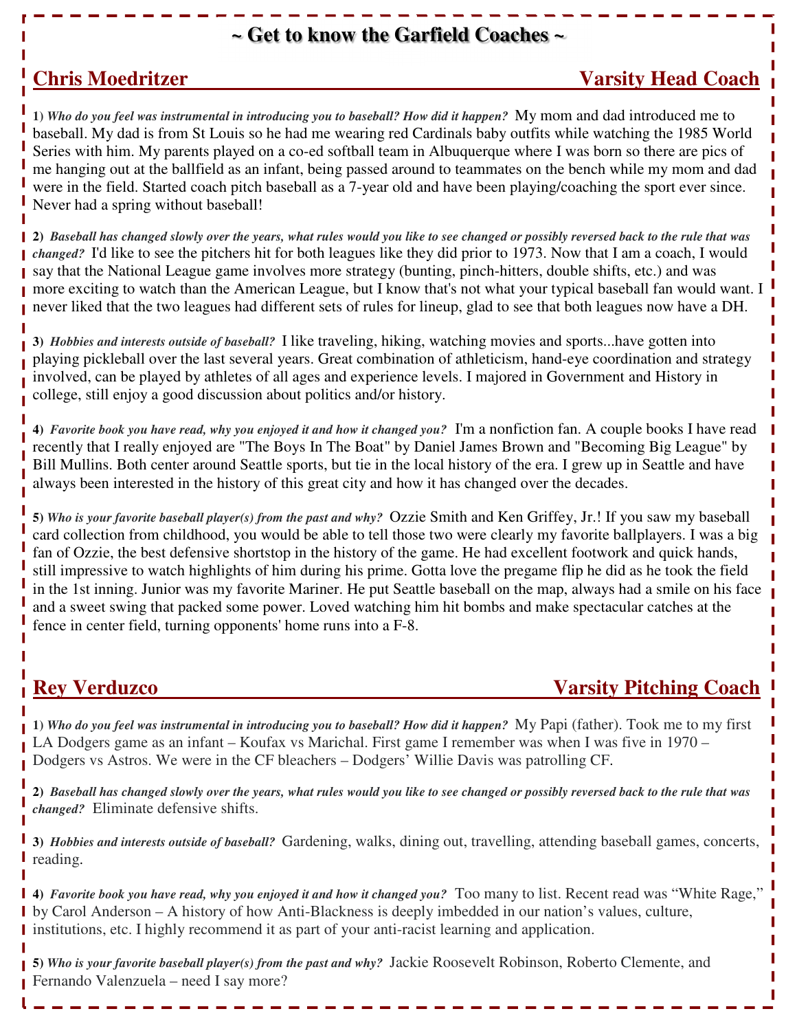# ~ Get to know the Garfield Coaches ~

## Chris Moedritzer — Varsity Head Coach

**1)** ***Who do you feel was instrumental in introducing you to baseball? How did it happen?*** My mom and dad introduced me to baseball. My dad is from St Louis so he had me wearing red Cardinals baby outfits while watching the 1985 World Series with him. My parents played on a co-ed softball team in Albuquerque where I was born so there are pics of me hanging out at the ballfield as an infant, being passed around to teammates on the bench while my mom and dad were in the field. Started coach pitch baseball as a 7-year old and have been playing/coaching the sport ever since. Never had a spring without baseball!

**2)** ***Baseball has changed slowly over the years, what rules would you like to see changed or possibly reversed back to the rule that was changed?*** I'd like to see the pitchers hit for both leagues like they did prior to 1973. Now that I am a coach, I would say that the National League game involves more strategy (bunting, pinch-hitters, double shifts, etc.) and was more exciting to watch than the American League, but I know that's not what your typical baseball fan would want. I never liked that the two leagues had different sets of rules for lineup, glad to see that both leagues now have a DH.

**3)** ***Hobbies and interests outside of baseball?*** I like traveling, hiking, watching movies and sports...have gotten into playing pickleball over the last several years. Great combination of athleticism, hand-eye coordination and strategy involved, can be played by athletes of all ages and experience levels. I majored in Government and History in college, still enjoy a good discussion about politics and/or history.

**4)** ***Favorite book you have read, why you enjoyed it and how it changed you?*** I'm a nonfiction fan. A couple books I have read recently that I really enjoyed are "The Boys In The Boat" by Daniel James Brown and "Becoming Big League" by Bill Mullins. Both center around Seattle sports, but tie in the local history of the era. I grew up in Seattle and have always been interested in the history of this great city and how it has changed over the decades.

**5)** ***Who is your favorite baseball player(s) from the past and why?*** Ozzie Smith and Ken Griffey, Jr.! If you saw my baseball card collection from childhood, you would be able to tell those two were clearly my favorite ballplayers. I was a big fan of Ozzie, the best defensive shortstop in the history of the game. He had excellent footwork and quick hands, still impressive to watch highlights of him during his prime. Gotta love the pregame flip he did as he took the field in the 1st inning. Junior was my favorite Mariner. He put Seattle baseball on the map, always had a smile on his face and a sweet swing that packed some power. Loved watching him hit bombs and make spectacular catches at the fence in center field, turning opponents' home runs into a F-8.

## Rey Verduzco — Varsity Pitching Coach

**1)** ***Who do you feel was instrumental in introducing you to baseball? How did it happen?*** My Papi (father). Took me to my first LA Dodgers game as an infant – Koufax vs Marichal. First game I remember was when I was five in 1970 – Dodgers vs Astros. We were in the CF bleachers – Dodgers' Willie Davis was patrolling CF.

**2)** ***Baseball has changed slowly over the years, what rules would you like to see changed or possibly reversed back to the rule that was changed?*** Eliminate defensive shifts.

**3)** ***Hobbies and interests outside of baseball?*** Gardening, walks, dining out, travelling, attending baseball games, concerts, reading.

**4)** ***Favorite book you have read, why you enjoyed it and how it changed you?*** Too many to list. Recent read was "White Rage," by Carol Anderson – A history of how Anti-Blackness is deeply imbedded in our nation's values, culture, institutions, etc. I highly recommend it as part of your anti-racist learning and application.

**5)** ***Who is your favorite baseball player(s) from the past and why?*** Jackie Roosevelt Robinson, Roberto Clemente, and Fernando Valenzuela – need I say more?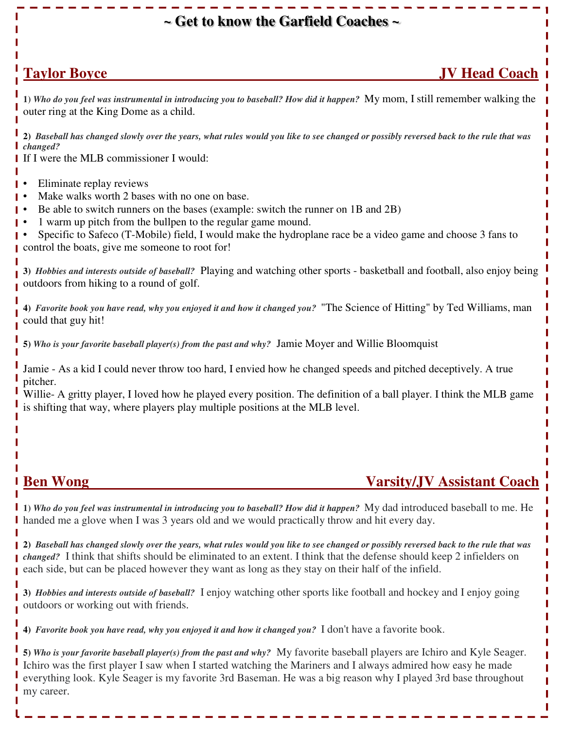# ~ Get to know the Garfield Coaches ~

## Taylor Boyce — JV Head Coach

**1)** ***Who do you feel was instrumental in introducing you to baseball? How did it happen?*** My mom, I still remember walking the outer ring at the King Dome as a child.

**2)** ***Baseball has changed slowly over the years, what rules would you like to see changed or possibly reversed back to the rule that was changed?***
If I were the MLB commissioner I would:

- Eliminate replay reviews
- Make walks worth 2 bases with no one on base.
- Be able to switch runners on the bases (example: switch the runner on 1B and 2B)
- 1 warm up pitch from the bullpen to the regular game mound.
- Specific to Safeco (T-Mobile) field, I would make the hydroplane race be a video game and choose 3 fans to control the boats, give me someone to root for!

**3)** ***Hobbies and interests outside of baseball?*** Playing and watching other sports - basketball and football, also enjoy being outdoors from hiking to a round of golf.

**4)** ***Favorite book you have read, why you enjoyed it and how it changed you?*** "The Science of Hitting" by Ted Williams, man could that guy hit!

**5)** ***Who is your favorite baseball player(s) from the past and why?*** Jamie Moyer and Willie Bloomquist

Jamie - As a kid I could never throw too hard, I envied how he changed speeds and pitched deceptively. A true pitcher.
Willie- A gritty player, I loved how he played every position. The definition of a ball player. I think the MLB game is shifting that way, where players play multiple positions at the MLB level.

## Ben Wong — Varsity/JV Assistant Coach

**1)** ***Who do you feel was instrumental in introducing you to baseball? How did it happen?*** My dad introduced baseball to me. He handed me a glove when I was 3 years old and we would practically throw and hit every day.

**2)** ***Baseball has changed slowly over the years, what rules would you like to see changed or possibly reversed back to the rule that was changed?*** I think that shifts should be eliminated to an extent. I think that the defense should keep 2 infielders on each side, but can be placed however they want as long as they stay on their half of the infield.

**3)** ***Hobbies and interests outside of baseball?*** I enjoy watching other sports like football and hockey and I enjoy going outdoors or working out with friends.

**4)** ***Favorite book you have read, why you enjoyed it and how it changed you?*** I don't have a favorite book.

**5)** ***Who is your favorite baseball player(s) from the past and why?*** My favorite baseball players are Ichiro and Kyle Seager. Ichiro was the first player I saw when I started watching the Mariners and I always admired how easy he made everything look. Kyle Seager is my favorite 3rd Baseman. He was a big reason why I played 3rd base throughout my career.